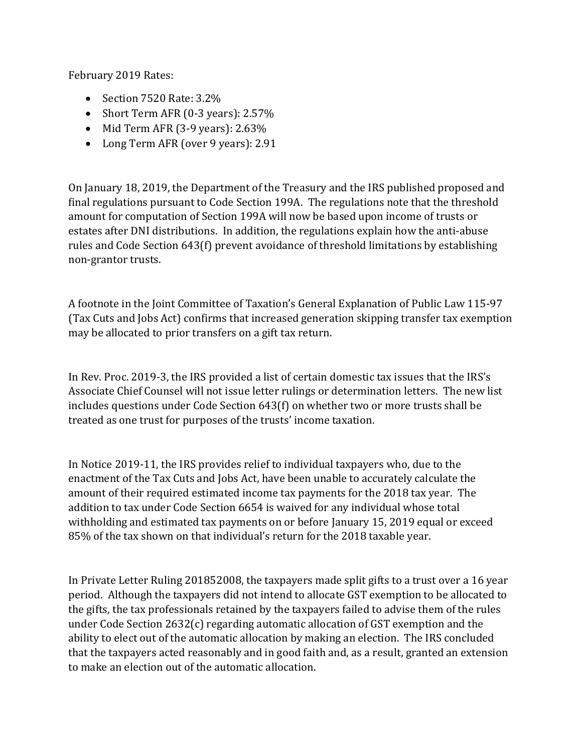February 2019 Rates:

- Section 7520 Rate: 3.2%
- Short Term AFR (0-3 years): 2.57%
- Mid Term AFR (3-9 years): 2.63%
- Long Term AFR (over 9 years): 2.91

On January 18, 2019, the Department of the Treasury and the IRS published proposed and final regulations pursuant to Code Section 199A. The regulations note that the threshold amount for computation of Section 199A will now be based upon income of trusts or estates after DNI distributions. In addition, the regulations explain how the anti-abuse rules and Code Section 643(f) prevent avoidance of threshold limitations by establishing non-grantor trusts.

A footnote in the Joint Committee of Taxation's General Explanation of Public Law 115-97 (Tax Cuts and Jobs Act) confirms that increased generation skipping transfer tax exemption may be allocated to prior transfers on a gift tax return.

In Rev. Proc. 2019-3, the IRS provided a list of certain domestic tax issues that the IRS's Associate Chief Counsel will not issue letter rulings or determination letters. The new list includes questions under Code Section 643(f) on whether two or more trusts shall be treated as one trust for purposes of the trusts' income taxation.

In Notice 2019-11, the IRS provides relief to individual taxpayers who, due to the enactment of the Tax Cuts and Jobs Act, have been unable to accurately calculate the amount of their required estimated income tax payments for the 2018 tax year. The addition to tax under Code Section 6654 is waived for any individual whose total withholding and estimated tax payments on or before January 15, 2019 equal or exceed 85% of the tax shown on that individual's return for the 2018 taxable year.

In Private Letter Ruling 201852008, the taxpayers made split gifts to a trust over a 16 year period. Although the taxpayers did not intend to allocate GST exemption to be allocated to the gifts, the tax professionals retained by the taxpayers failed to advise them of the rules under Code Section 2632(c) regarding automatic allocation of GST exemption and the ability to elect out of the automatic allocation by making an election. The IRS concluded that the taxpayers acted reasonably and in good faith and, as a result, granted an extension to make an election out of the automatic allocation.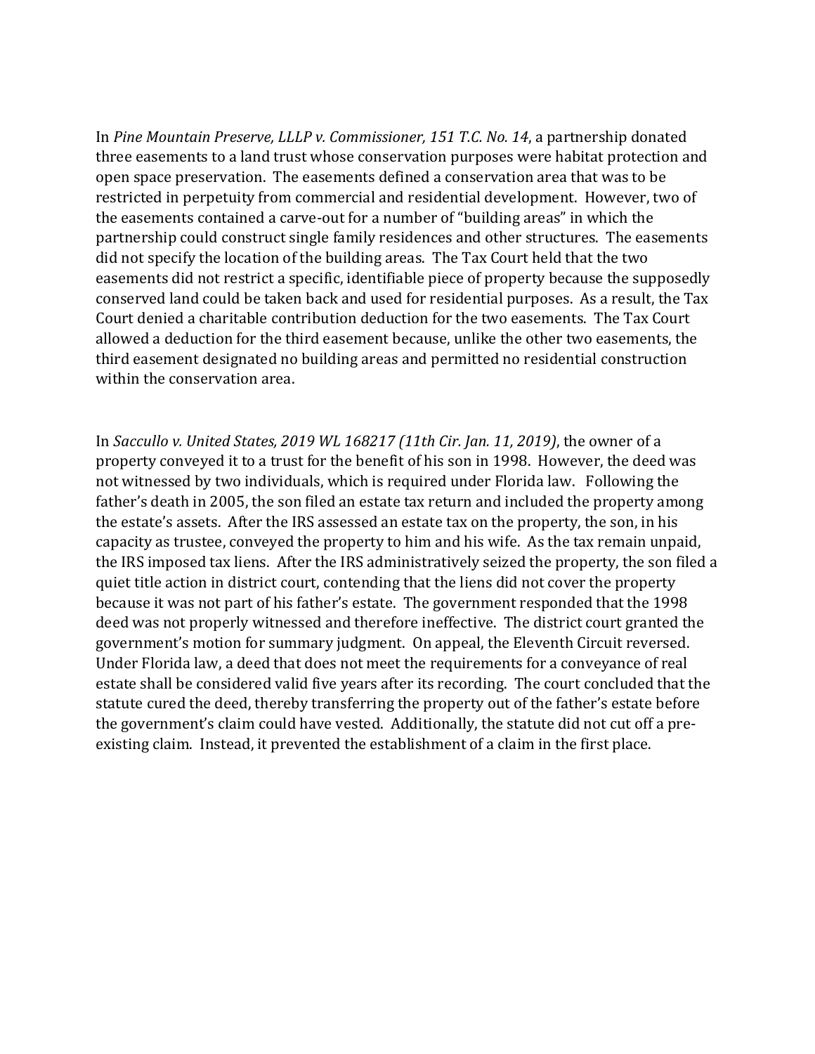In *Pine Mountain Preserve, LLLP v. Commissioner, 151 T.C. No. 14*, a partnership donated three easements to a land trust whose conservation purposes were habitat protection and open space preservation. The easements defined a conservation area that was to be restricted in perpetuity from commercial and residential development. However, two of the easements contained a carve-out for a number of "building areas" in which the partnership could construct single family residences and other structures. The easements did not specify the location of the building areas. The Tax Court held that the two easements did not restrict a specific, identifiable piece of property because the supposedly conserved land could be taken back and used for residential purposes. As a result, the Tax Court denied a charitable contribution deduction for the two easements. The Tax Court allowed a deduction for the third easement because, unlike the other two easements, the third easement designated no building areas and permitted no residential construction within the conservation area.

In *Saccullo v. United States, 2019 WL 168217 (11th Cir. Jan. 11, 2019)*, the owner of a property conveyed it to a trust for the benefit of his son in 1998. However, the deed was not witnessed by two individuals, which is required under Florida law. Following the father's death in 2005, the son filed an estate tax return and included the property among the estate's assets. After the IRS assessed an estate tax on the property, the son, in his capacity as trustee, conveyed the property to him and his wife. As the tax remain unpaid, the IRS imposed tax liens. After the IRS administratively seized the property, the son filed a quiet title action in district court, contending that the liens did not cover the property because it was not part of his father's estate. The government responded that the 1998 deed was not properly witnessed and therefore ineffective. The district court granted the government's motion for summary judgment. On appeal, the Eleventh Circuit reversed. Under Florida law, a deed that does not meet the requirements for a conveyance of real estate shall be considered valid five years after its recording. The court concluded that the statute cured the deed, thereby transferring the property out of the father's estate before the government's claim could have vested. Additionally, the statute did not cut off a pre-existing claim. Instead, it prevented the establishment of a claim in the first place.